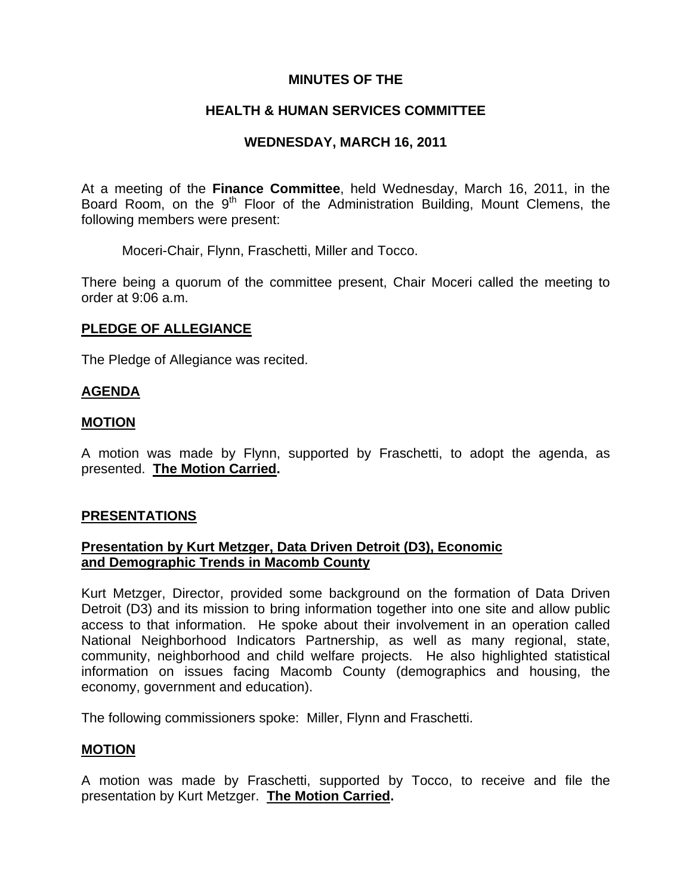# MINUTES OF THE

# HEALTH & HUMAN SERVICES COMMITTEE

## WEDNESDAY, MARCH 16, 2011

At a meeting of the **Finance Committee**, held Wednesday, March 16, 2011, in the Board Room, on the 9th Floor of the Administration Building, Mount Clemens, the following members were present:

Moceri-Chair, Flynn, Fraschetti, Miller and Tocco.

There being a quorum of the committee present, Chair Moceri called the meeting to order at 9:06 a.m.

**PLEDGE OF ALLEGIANCE**

The Pledge of Allegiance was recited.

**AGENDA**

**MOTION**

A motion was made by Flynn, supported by Fraschetti, to adopt the agenda, as presented. **The Motion Carried.**

**PRESENTATIONS**

**Presentation by Kurt Metzger, Data Driven Detroit (D3), Economic and Demographic Trends in Macomb County**

Kurt Metzger, Director, provided some background on the formation of Data Driven Detroit (D3) and its mission to bring information together into one site and allow public access to that information. He spoke about their involvement in an operation called National Neighborhood Indicators Partnership, as well as many regional, state, community, neighborhood and child welfare projects. He also highlighted statistical information on issues facing Macomb County (demographics and housing, the economy, government and education).

The following commissioners spoke: Miller, Flynn and Fraschetti.

**MOTION**

A motion was made by Fraschetti, supported by Tocco, to receive and file the presentation by Kurt Metzger. **The Motion Carried.**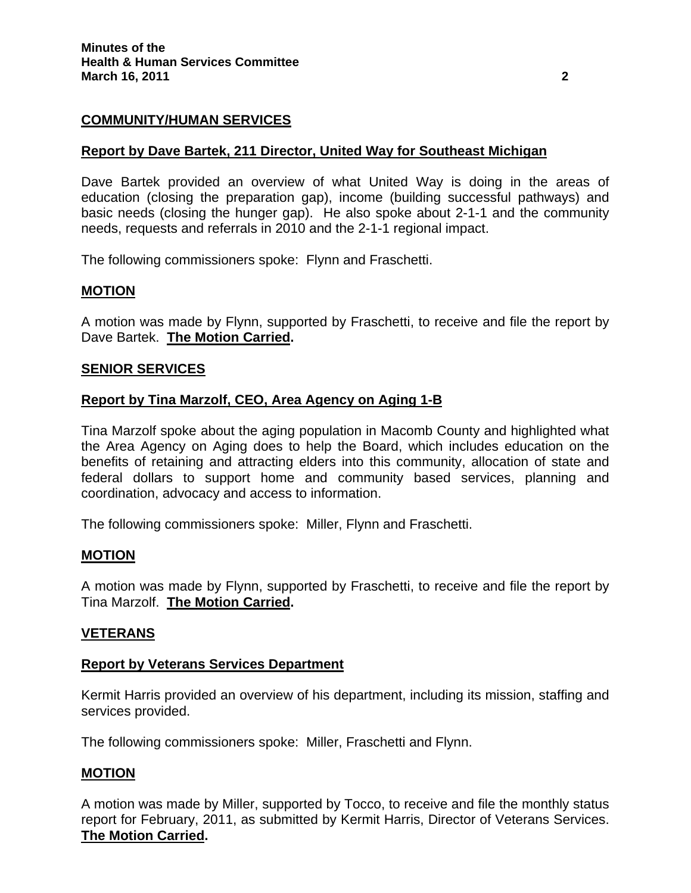## COMMUNITY/HUMAN SERVICES

### Report by Dave Bartek, 211 Director, United Way for Southeast Michigan

Dave Bartek provided an overview of what United Way is doing in the areas of education (closing the preparation gap), income (building successful pathways) and basic needs (closing the hunger gap). He also spoke about 2-1-1 and the community needs, requests and referrals in 2010 and the 2-1-1 regional impact.

The following commissioners spoke: Flynn and Fraschetti.

### MOTION

A motion was made by Flynn, supported by Fraschetti, to receive and file the report by Dave Bartek. **The Motion Carried.**

## SENIOR SERVICES

### Report by Tina Marzolf, CEO, Area Agency on Aging 1-B

Tina Marzolf spoke about the aging population in Macomb County and highlighted what the Area Agency on Aging does to help the Board, which includes education on the benefits of retaining and attracting elders into this community, allocation of state and federal dollars to support home and community based services, planning and coordination, advocacy and access to information.

The following commissioners spoke: Miller, Flynn and Fraschetti.

### MOTION

A motion was made by Flynn, supported by Fraschetti, to receive and file the report by Tina Marzolf. **The Motion Carried.**

## VETERANS

### Report by Veterans Services Department

Kermit Harris provided an overview of his department, including its mission, staffing and services provided.

The following commissioners spoke: Miller, Fraschetti and Flynn.

### MOTION

A motion was made by Miller, supported by Tocco, to receive and file the monthly status report for February, 2011, as submitted by Kermit Harris, Director of Veterans Services. **The Motion Carried.**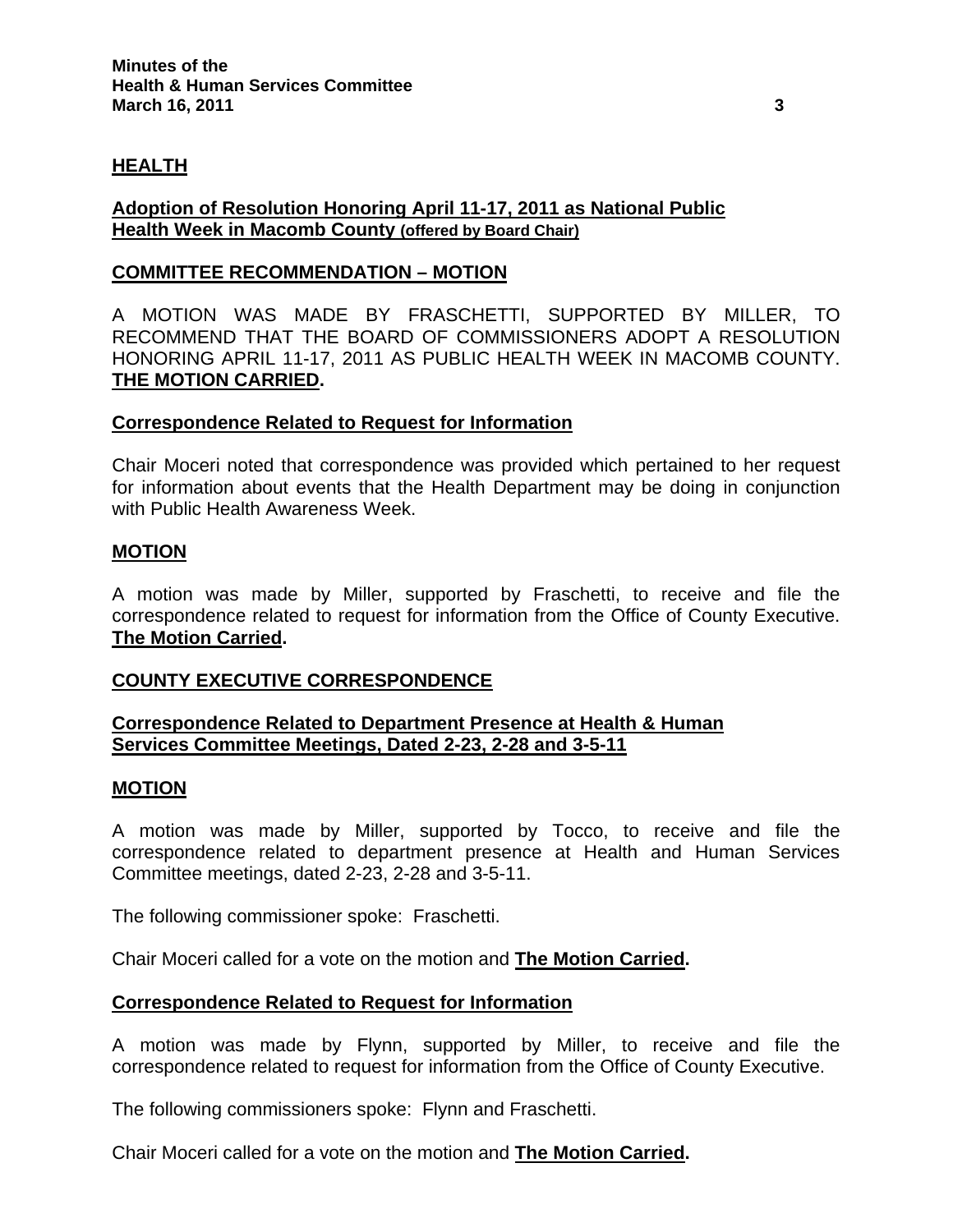## HEALTH

**Adoption of Resolution Honoring April 11-17, 2011 as National Public Health Week in Macomb County (offered by Board Chair)**

**COMMITTEE RECOMMENDATION – MOTION**

A MOTION WAS MADE BY FRASCHETTI, SUPPORTED BY MILLER, TO RECOMMEND THAT THE BOARD OF COMMISSIONERS ADOPT A RESOLUTION HONORING APRIL 11-17, 2011 AS PUBLIC HEALTH WEEK IN MACOMB COUNTY. **THE MOTION CARRIED.**

**Correspondence Related to Request for Information**

Chair Moceri noted that correspondence was provided which pertained to her request for information about events that the Health Department may be doing in conjunction with Public Health Awareness Week.

**MOTION**

A motion was made by Miller, supported by Fraschetti, to receive and file the correspondence related to request for information from the Office of County Executive. **The Motion Carried.**

## COUNTY EXECUTIVE CORRESPONDENCE

**Correspondence Related to Department Presence at Health & Human Services Committee Meetings, Dated 2-23, 2-28 and 3-5-11**

**MOTION**

A motion was made by Miller, supported by Tocco, to receive and file the correspondence related to department presence at Health and Human Services Committee meetings, dated 2-23, 2-28 and 3-5-11.

The following commissioner spoke: Fraschetti.

Chair Moceri called for a vote on the motion and **The Motion Carried.**

**Correspondence Related to Request for Information**

A motion was made by Flynn, supported by Miller, to receive and file the correspondence related to request for information from the Office of County Executive.

The following commissioners spoke: Flynn and Fraschetti.

Chair Moceri called for a vote on the motion and **The Motion Carried.**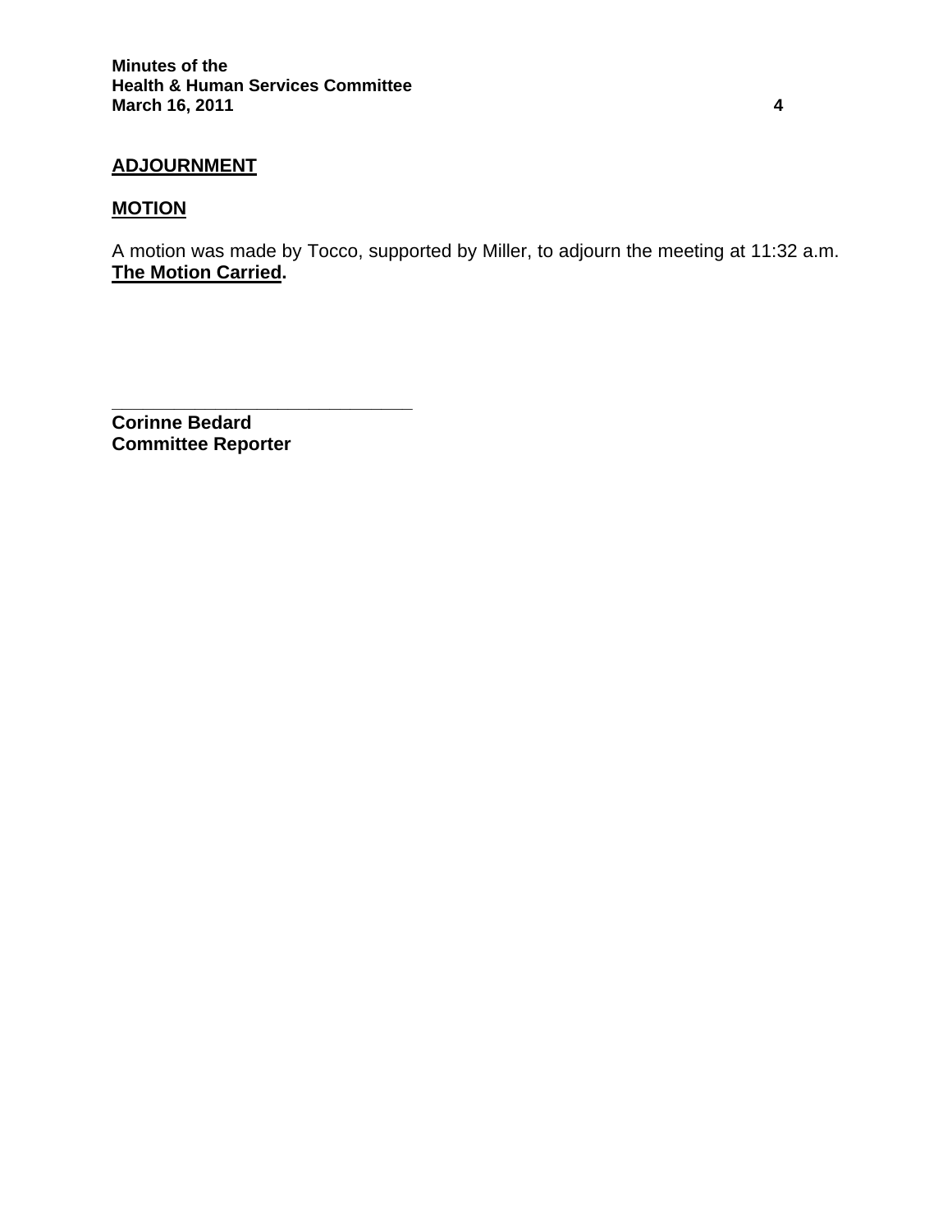## ADJOURNMENT

### MOTION

A motion was made by Tocco, supported by Miller, to adjourn the meeting at 11:32 a.m. **The Motion Carried.**

\_\_\_\_\_\_\_\_\_\_\_\_\_\_\_\_\_\_\_\_\_\_\_\_\_\_\_\_\_\_

**Corinne Bedard**
**Committee Reporter**